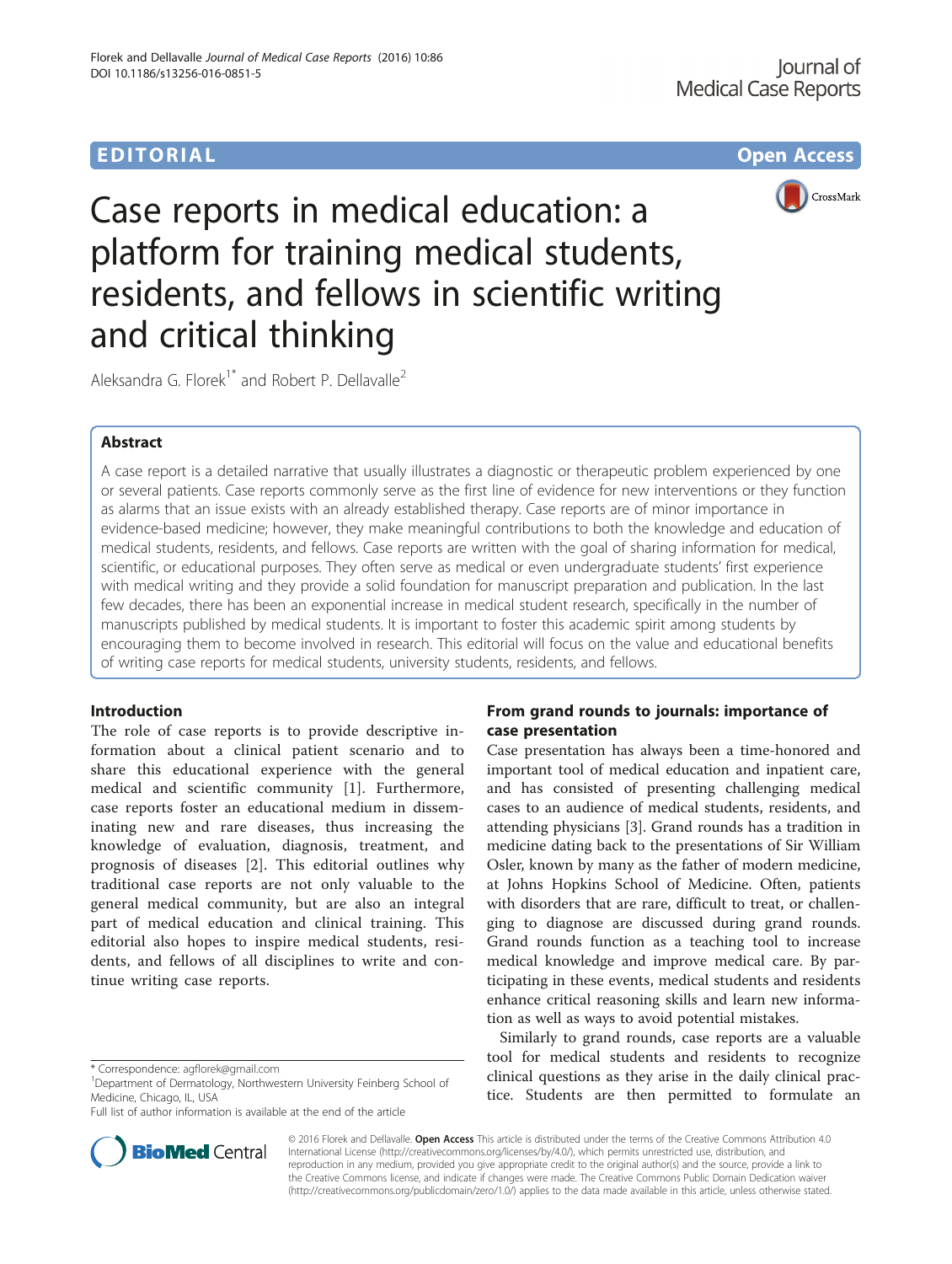EDITORIAL

Open Access

# Case reports in medical education: a platform for training medical students, residents, and fellows in scientific writing and critical thinking

Aleksandra G. Florek[1*] and Robert P. Dellavalle[2]

## Abstract

A case report is a detailed narrative that usually illustrates a diagnostic or therapeutic problem experienced by one or several patients. Case reports commonly serve as the first line of evidence for new interventions or they function as alarms that an issue exists with an already established therapy. Case reports are of minor importance in evidence-based medicine; however, they make meaningful contributions to both the knowledge and education of medical students, residents, and fellows. Case reports are written with the goal of sharing information for medical, scientific, or educational purposes. They often serve as medical or even undergraduate students' first experience with medical writing and they provide a solid foundation for manuscript preparation and publication. In the last few decades, there has been an exponential increase in medical student research, specifically in the number of manuscripts published by medical students. It is important to foster this academic spirit among students by encouraging them to become involved in research. This editorial will focus on the value and educational benefits of writing case reports for medical students, university students, residents, and fellows.

## Introduction

The role of case reports is to provide descriptive information about a clinical patient scenario and to share this educational experience with the general medical and scientific community [1]. Furthermore, case reports foster an educational medium in disseminating new and rare diseases, thus increasing the knowledge of evaluation, diagnosis, treatment, and prognosis of diseases [2]. This editorial outlines why traditional case reports are not only valuable to the general medical community, but are also an integral part of medical education and clinical training. This editorial also hopes to inspire medical students, residents, and fellows of all disciplines to write and continue writing case reports.

## From grand rounds to journals: importance of case presentation

Case presentation has always been a time-honored and important tool of medical education and inpatient care, and has consisted of presenting challenging medical cases to an audience of medical students, residents, and attending physicians [3]. Grand rounds has a tradition in medicine dating back to the presentations of Sir William Osler, known by many as the father of modern medicine, at Johns Hopkins School of Medicine. Often, patients with disorders that are rare, difficult to treat, or challenging to diagnose are discussed during grand rounds. Grand rounds function as a teaching tool to increase medical knowledge and improve medical care. By participating in these events, medical students and residents enhance critical reasoning skills and learn new information as well as ways to avoid potential mistakes.

Similarly to grand rounds, case reports are a valuable tool for medical students and residents to recognize clinical questions as they arise in the daily clinical practice. Students are then permitted to formulate an

\* Correspondence: agflorek@gmail.com

[1]Department of Dermatology, Northwestern University Feinberg School of Medicine, Chicago, IL, USA

Full list of author information is available at the end of the article

© 2016 Florek and Dellavalle. **Open Access** This article is distributed under the terms of the Creative Commons Attribution 4.0 International License (http://creativecommons.org/licenses/by/4.0/), which permits unrestricted use, distribution, and reproduction in any medium, provided you give appropriate credit to the original author(s) and the source, provide a link to the Creative Commons license, and indicate if changes were made. The Creative Commons Public Domain Dedication waiver (http://creativecommons.org/publicdomain/zero/1.0/) applies to the data made available in this article, unless otherwise stated.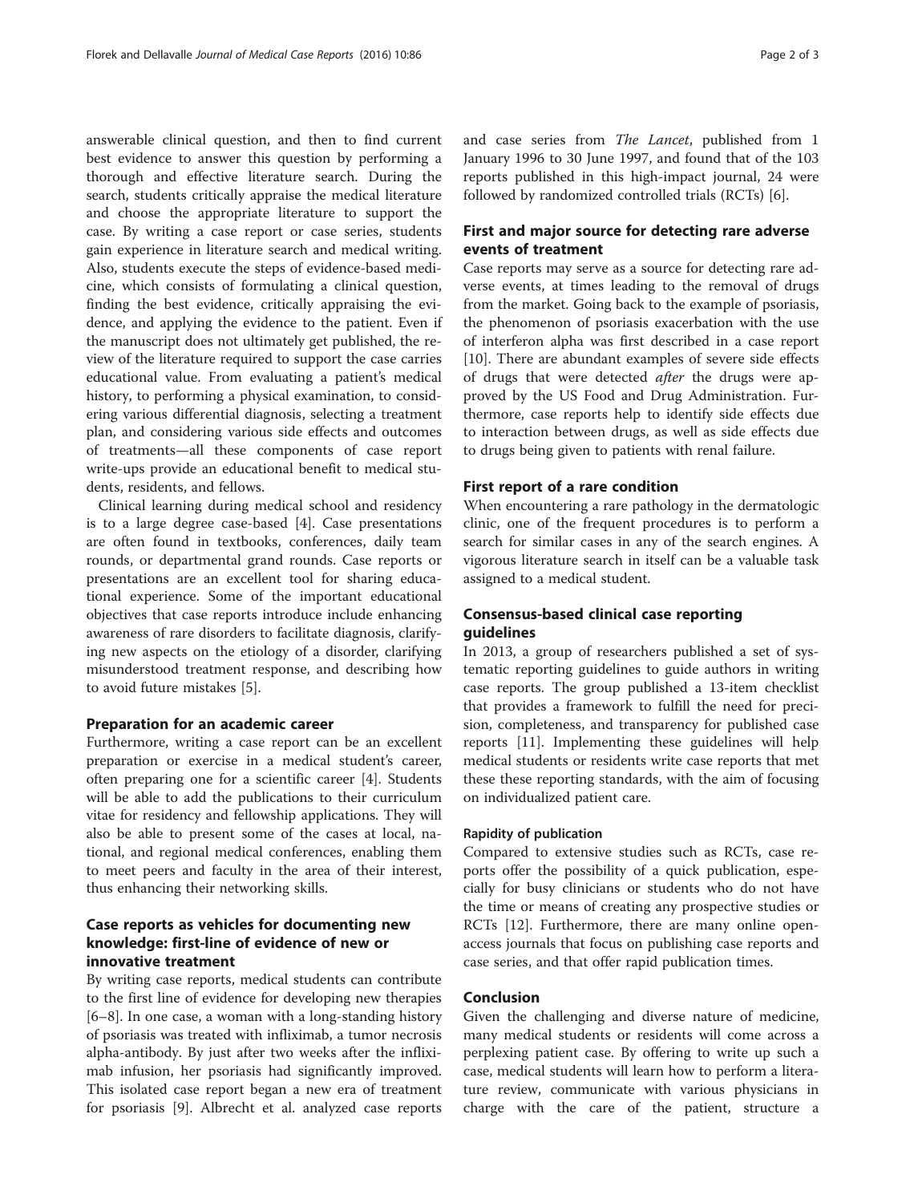answerable clinical question, and then to find current best evidence to answer this question by performing a thorough and effective literature search. During the search, students critically appraise the medical literature and choose the appropriate literature to support the case. By writing a case report or case series, students gain experience in literature search and medical writing. Also, students execute the steps of evidence-based medicine, which consists of formulating a clinical question, finding the best evidence, critically appraising the evidence, and applying the evidence to the patient. Even if the manuscript does not ultimately get published, the review of the literature required to support the case carries educational value. From evaluating a patient's medical history, to performing a physical examination, to considering various differential diagnosis, selecting a treatment plan, and considering various side effects and outcomes of treatments—all these components of case report write-ups provide an educational benefit to medical students, residents, and fellows.

Clinical learning during medical school and residency is to a large degree case-based [4]. Case presentations are often found in textbooks, conferences, daily team rounds, or departmental grand rounds. Case reports or presentations are an excellent tool for sharing educational experience. Some of the important educational objectives that case reports introduce include enhancing awareness of rare disorders to facilitate diagnosis, clarifying new aspects on the etiology of a disorder, clarifying misunderstood treatment response, and describing how to avoid future mistakes [5].

## Preparation for an academic career

Furthermore, writing a case report can be an excellent preparation or exercise in a medical student's career, often preparing one for a scientific career [4]. Students will be able to add the publications to their curriculum vitae for residency and fellowship applications. They will also be able to present some of the cases at local, national, and regional medical conferences, enabling them to meet peers and faculty in the area of their interest, thus enhancing their networking skills.

## Case reports as vehicles for documenting new knowledge: first-line of evidence of new or innovative treatment

By writing case reports, medical students can contribute to the first line of evidence for developing new therapies [6–8]. In one case, a woman with a long-standing history of psoriasis was treated with infliximab, a tumor necrosis alpha-antibody. By just after two weeks after the infliximab infusion, her psoriasis had significantly improved. This isolated case report began a new era of treatment for psoriasis [9]. Albrecht et al. analyzed case reports and case series from *The Lancet*, published from 1 January 1996 to 30 June 1997, and found that of the 103 reports published in this high-impact journal, 24 were followed by randomized controlled trials (RCTs) [6].

## First and major source for detecting rare adverse events of treatment

Case reports may serve as a source for detecting rare adverse events, at times leading to the removal of drugs from the market. Going back to the example of psoriasis, the phenomenon of psoriasis exacerbation with the use of interferon alpha was first described in a case report [10]. There are abundant examples of severe side effects of drugs that were detected *after* the drugs were approved by the US Food and Drug Administration. Furthermore, case reports help to identify side effects due to interaction between drugs, as well as side effects due to drugs being given to patients with renal failure.

## First report of a rare condition

When encountering a rare pathology in the dermatologic clinic, one of the frequent procedures is to perform a search for similar cases in any of the search engines. A vigorous literature search in itself can be a valuable task assigned to a medical student.

## Consensus-based clinical case reporting guidelines

In 2013, a group of researchers published a set of systematic reporting guidelines to guide authors in writing case reports. The group published a 13-item checklist that provides a framework to fulfill the need for precision, completeness, and transparency for published case reports [11]. Implementing these guidelines will help medical students or residents write case reports that met these these reporting standards, with the aim of focusing on individualized patient care.

### Rapidity of publication

Compared to extensive studies such as RCTs, case reports offer the possibility of a quick publication, especially for busy clinicians or students who do not have the time or means of creating any prospective studies or RCTs [12]. Furthermore, there are many online open-access journals that focus on publishing case reports and case series, and that offer rapid publication times.

## Conclusion

Given the challenging and diverse nature of medicine, many medical students or residents will come across a perplexing patient case. By offering to write up such a case, medical students will learn how to perform a literature review, communicate with various physicians in charge with the care of the patient, structure a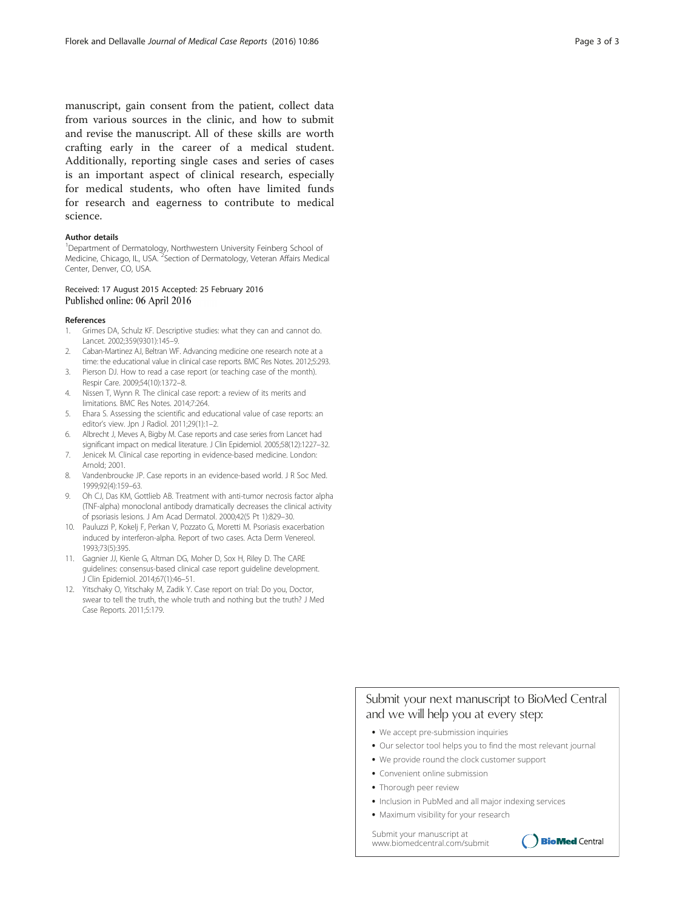manuscript, gain consent from the patient, collect data from various sources in the clinic, and how to submit and revise the manuscript. All of these skills are worth crafting early in the career of a medical student. Additionally, reporting single cases and series of cases is an important aspect of clinical research, especially for medical students, who often have limited funds for research and eagerness to contribute to medical science.

#### Author details

[1]Department of Dermatology, Northwestern University Feinberg School of Medicine, Chicago, IL, USA. [2]Section of Dermatology, Veteran Affairs Medical Center, Denver, CO, USA.

Received: 17 August 2015 Accepted: 25 February 2016
Published online: 06 April 2016

#### References

1. Grimes DA, Schulz KF. Descriptive studies: what they can and cannot do. Lancet. 2002;359(9301):145–9.
2. Caban-Martinez AJ, Beltran WF. Advancing medicine one research note at a time: the educational value in clinical case reports. BMC Res Notes. 2012;5:293.
3. Pierson DJ. How to read a case report (or teaching case of the month). Respir Care. 2009;54(10):1372–8.
4. Nissen T, Wynn R. The clinical case report: a review of its merits and limitations. BMC Res Notes. 2014;7:264.
5. Ehara S. Assessing the scientific and educational value of case reports: an editor's view. Jpn J Radiol. 2011;29(1):1–2.
6. Albrecht J, Meves A, Bigby M. Case reports and case series from Lancet had significant impact on medical literature. J Clin Epidemiol. 2005;58(12):1227–32.
7. Jenicek M. Clinical case reporting in evidence-based medicine. London: Arnold; 2001.
8. Vandenbroucke JP. Case reports in an evidence-based world. J R Soc Med. 1999;92(4):159–63.
9. Oh CJ, Das KM, Gottlieb AB. Treatment with anti-tumor necrosis factor alpha (TNF-alpha) monoclonal antibody dramatically decreases the clinical activity of psoriasis lesions. J Am Acad Dermatol. 2000;42(5 Pt 1):829–30.
10. Pauluzzi P, Kokelj F, Perkan V, Pozzato G, Moretti M. Psoriasis exacerbation induced by interferon-alpha. Report of two cases. Acta Derm Venereol. 1993;73(5):395.
11. Gagnier JJ, Kienle G, Altman DG, Moher D, Sox H, Riley D. The CARE guidelines: consensus-based clinical case report guideline development. J Clin Epidemiol. 2014;67(1):46–51.
12. Yitschaky O, Yitschaky M, Zadik Y. Case report on trial: Do you, Doctor, swear to tell the truth, the whole truth and nothing but the truth? J Med Case Reports. 2011;5:179.

Submit your next manuscript to BioMed Central and we will help you at every step:

- We accept pre-submission inquiries
- Our selector tool helps you to find the most relevant journal
- We provide round the clock customer support
- Convenient online submission
- Thorough peer review
- Inclusion in PubMed and all major indexing services
- Maximum visibility for your research

Submit your manuscript at
www.biomedcentral.com/submit

BioMed Central